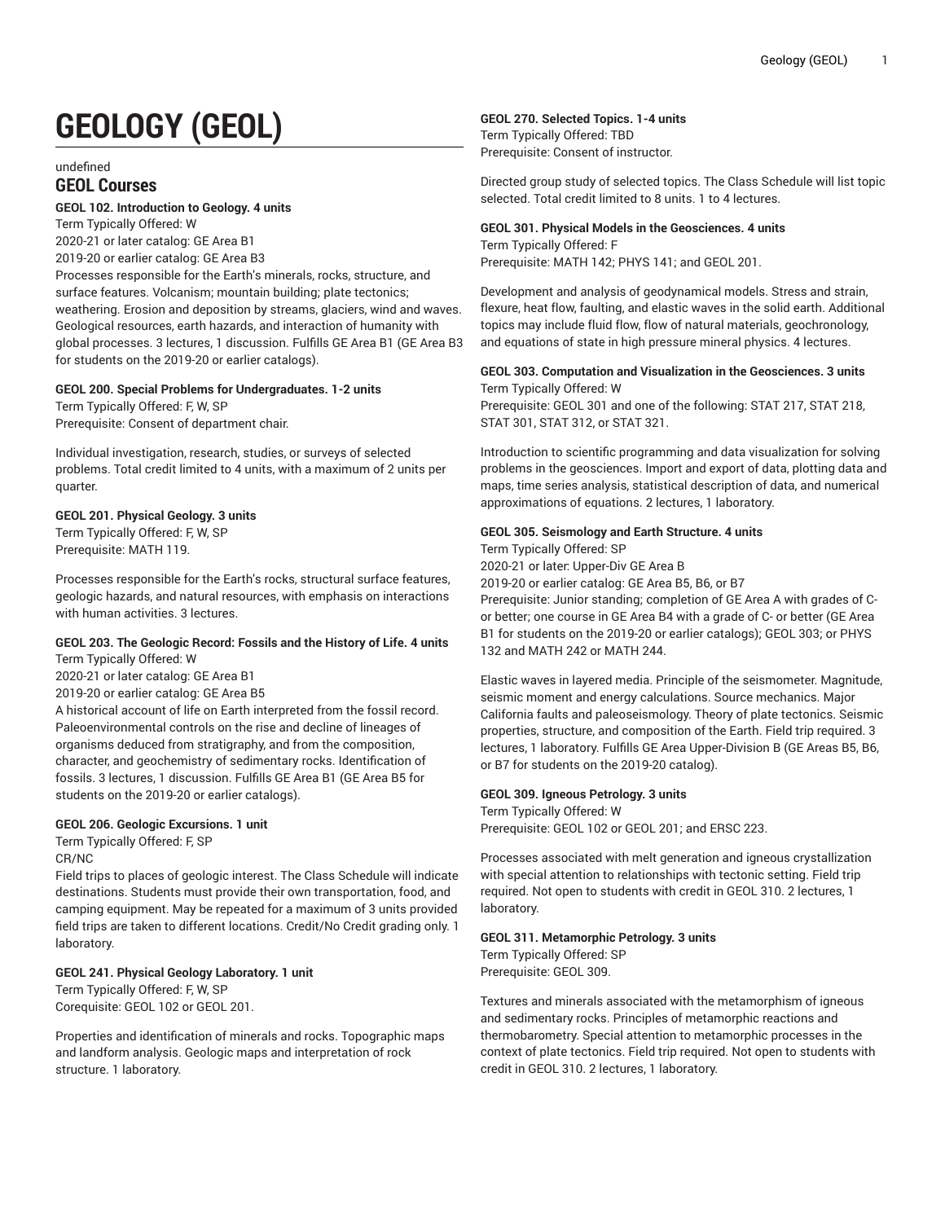# GEOLOGY (GEOL)

undefined

## GEOL Courses

**GEOL 102. Introduction to Geology. 4 units**
Term Typically Offered: W
2020-21 or later catalog: GE Area B1
2019-20 or earlier catalog: GE Area B3
Processes responsible for the Earth's minerals, rocks, structure, and surface features. Volcanism; mountain building; plate tectonics; weathering. Erosion and deposition by streams, glaciers, wind and waves. Geological resources, earth hazards, and interaction of humanity with global processes. 3 lectures, 1 discussion. Fulfills GE Area B1 (GE Area B3 for students on the 2019-20 or earlier catalogs).

**GEOL 200. Special Problems for Undergraduates. 1-2 units**
Term Typically Offered: F, W, SP
Prerequisite: Consent of department chair.

Individual investigation, research, studies, or surveys of selected problems. Total credit limited to 4 units, with a maximum of 2 units per quarter.

**GEOL 201. Physical Geology. 3 units**
Term Typically Offered: F, W, SP
Prerequisite: MATH 119.

Processes responsible for the Earth's rocks, structural surface features, geologic hazards, and natural resources, with emphasis on interactions with human activities. 3 lectures.

**GEOL 203. The Geologic Record: Fossils and the History of Life. 4 units**
Term Typically Offered: W
2020-21 or later catalog: GE Area B1
2019-20 or earlier catalog: GE Area B5
A historical account of life on Earth interpreted from the fossil record. Paleoenvironmental controls on the rise and decline of lineages of organisms deduced from stratigraphy, and from the composition, character, and geochemistry of sedimentary rocks. Identification of fossils. 3 lectures, 1 discussion. Fulfills GE Area B1 (GE Area B5 for students on the 2019-20 or earlier catalogs).

**GEOL 206. Geologic Excursions. 1 unit**
Term Typically Offered: F, SP
CR/NC
Field trips to places of geologic interest. The Class Schedule will indicate destinations. Students must provide their own transportation, food, and camping equipment. May be repeated for a maximum of 3 units provided field trips are taken to different locations. Credit/No Credit grading only. 1 laboratory.

**GEOL 241. Physical Geology Laboratory. 1 unit**
Term Typically Offered: F, W, SP
Corequisite: GEOL 102 or GEOL 201.

Properties and identification of minerals and rocks. Topographic maps and landform analysis. Geologic maps and interpretation of rock structure. 1 laboratory.

**GEOL 270. Selected Topics. 1-4 units**
Term Typically Offered: TBD
Prerequisite: Consent of instructor.

Directed group study of selected topics. The Class Schedule will list topic selected. Total credit limited to 8 units. 1 to 4 lectures.

**GEOL 301. Physical Models in the Geosciences. 4 units**
Term Typically Offered: F
Prerequisite: MATH 142; PHYS 141; and GEOL 201.

Development and analysis of geodynamical models. Stress and strain, flexure, heat flow, faulting, and elastic waves in the solid earth. Additional topics may include fluid flow, flow of natural materials, geochronology, and equations of state in high pressure mineral physics. 4 lectures.

**GEOL 303. Computation and Visualization in the Geosciences. 3 units**
Term Typically Offered: W
Prerequisite: GEOL 301 and one of the following: STAT 217, STAT 218, STAT 301, STAT 312, or STAT 321.

Introduction to scientific programming and data visualization for solving problems in the geosciences. Import and export of data, plotting data and maps, time series analysis, statistical description of data, and numerical approximations of equations. 2 lectures, 1 laboratory.

**GEOL 305. Seismology and Earth Structure. 4 units**
Term Typically Offered: SP
2020-21 or later: Upper-Div GE Area B
2019-20 or earlier catalog: GE Area B5, B6, or B7
Prerequisite: Junior standing; completion of GE Area A with grades of C- or better; one course in GE Area B4 with a grade of C- or better (GE Area B1 for students on the 2019-20 or earlier catalogs); GEOL 303; or PHYS 132 and MATH 242 or MATH 244.

Elastic waves in layered media. Principle of the seismometer. Magnitude, seismic moment and energy calculations. Source mechanics. Major California faults and paleoseismology. Theory of plate tectonics. Seismic properties, structure, and composition of the Earth. Field trip required. 3 lectures, 1 laboratory. Fulfills GE Area Upper-Division B (GE Areas B5, B6, or B7 for students on the 2019-20 catalog).

**GEOL 309. Igneous Petrology. 3 units**
Term Typically Offered: W
Prerequisite: GEOL 102 or GEOL 201; and ERSC 223.

Processes associated with melt generation and igneous crystallization with special attention to relationships with tectonic setting. Field trip required. Not open to students with credit in GEOL 310. 2 lectures, 1 laboratory.

**GEOL 311. Metamorphic Petrology. 3 units**
Term Typically Offered: SP
Prerequisite: GEOL 309.

Textures and minerals associated with the metamorphism of igneous and sedimentary rocks. Principles of metamorphic reactions and thermobarometry. Special attention to metamorphic processes in the context of plate tectonics. Field trip required. Not open to students with credit in GEOL 310. 2 lectures, 1 laboratory.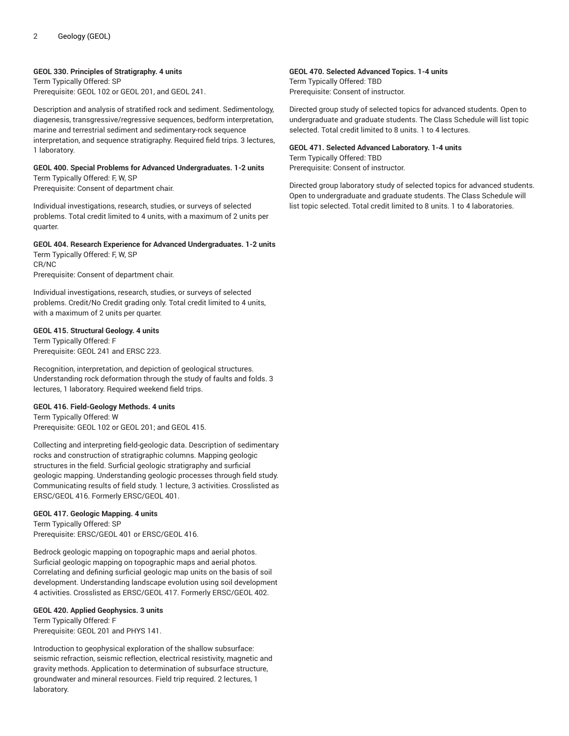**GEOL 330. Principles of Stratigraphy. 4 units**
Term Typically Offered: SP
Prerequisite: GEOL 102 or GEOL 201, and GEOL 241.

Description and analysis of stratified rock and sediment. Sedimentology, diagenesis, transgressive/regressive sequences, bedform interpretation, marine and terrestrial sediment and sedimentary-rock sequence interpretation, and sequence stratigraphy. Required field trips. 3 lectures, 1 laboratory.

**GEOL 400. Special Problems for Advanced Undergraduates. 1-2 units**
Term Typically Offered: F, W, SP
Prerequisite: Consent of department chair.

Individual investigations, research, studies, or surveys of selected problems. Total credit limited to 4 units, with a maximum of 2 units per quarter.

**GEOL 404. Research Experience for Advanced Undergraduates. 1-2 units**
Term Typically Offered: F, W, SP
CR/NC
Prerequisite: Consent of department chair.

Individual investigations, research, studies, or surveys of selected problems. Credit/No Credit grading only. Total credit limited to 4 units, with a maximum of 2 units per quarter.

**GEOL 415. Structural Geology. 4 units**
Term Typically Offered: F
Prerequisite: GEOL 241 and ERSC 223.

Recognition, interpretation, and depiction of geological structures. Understanding rock deformation through the study of faults and folds. 3 lectures, 1 laboratory. Required weekend field trips.

**GEOL 416. Field-Geology Methods. 4 units**
Term Typically Offered: W
Prerequisite: GEOL 102 or GEOL 201; and GEOL 415.

Collecting and interpreting field-geologic data. Description of sedimentary rocks and construction of stratigraphic columns. Mapping geologic structures in the field. Surficial geologic stratigraphy and surficial geologic mapping. Understanding geologic processes through field study. Communicating results of field study. 1 lecture, 3 activities. Crosslisted as ERSC/GEOL 416. Formerly ERSC/GEOL 401.

**GEOL 417. Geologic Mapping. 4 units**
Term Typically Offered: SP
Prerequisite: ERSC/GEOL 401 or ERSC/GEOL 416.

Bedrock geologic mapping on topographic maps and aerial photos. Surficial geologic mapping on topographic maps and aerial photos. Correlating and defining surficial geologic map units on the basis of soil development. Understanding landscape evolution using soil development 4 activities. Crosslisted as ERSC/GEOL 417. Formerly ERSC/GEOL 402.

**GEOL 420. Applied Geophysics. 3 units**
Term Typically Offered: F
Prerequisite: GEOL 201 and PHYS 141.

Introduction to geophysical exploration of the shallow subsurface: seismic refraction, seismic reflection, electrical resistivity, magnetic and gravity methods. Application to determination of subsurface structure, groundwater and mineral resources. Field trip required. 2 lectures, 1 laboratory.

**GEOL 470. Selected Advanced Topics. 1-4 units**
Term Typically Offered: TBD
Prerequisite: Consent of instructor.

Directed group study of selected topics for advanced students. Open to undergraduate and graduate students. The Class Schedule will list topic selected. Total credit limited to 8 units. 1 to 4 lectures.

**GEOL 471. Selected Advanced Laboratory. 1-4 units**
Term Typically Offered: TBD
Prerequisite: Consent of instructor.

Directed group laboratory study of selected topics for advanced students. Open to undergraduate and graduate students. The Class Schedule will list topic selected. Total credit limited to 8 units. 1 to 4 laboratories.